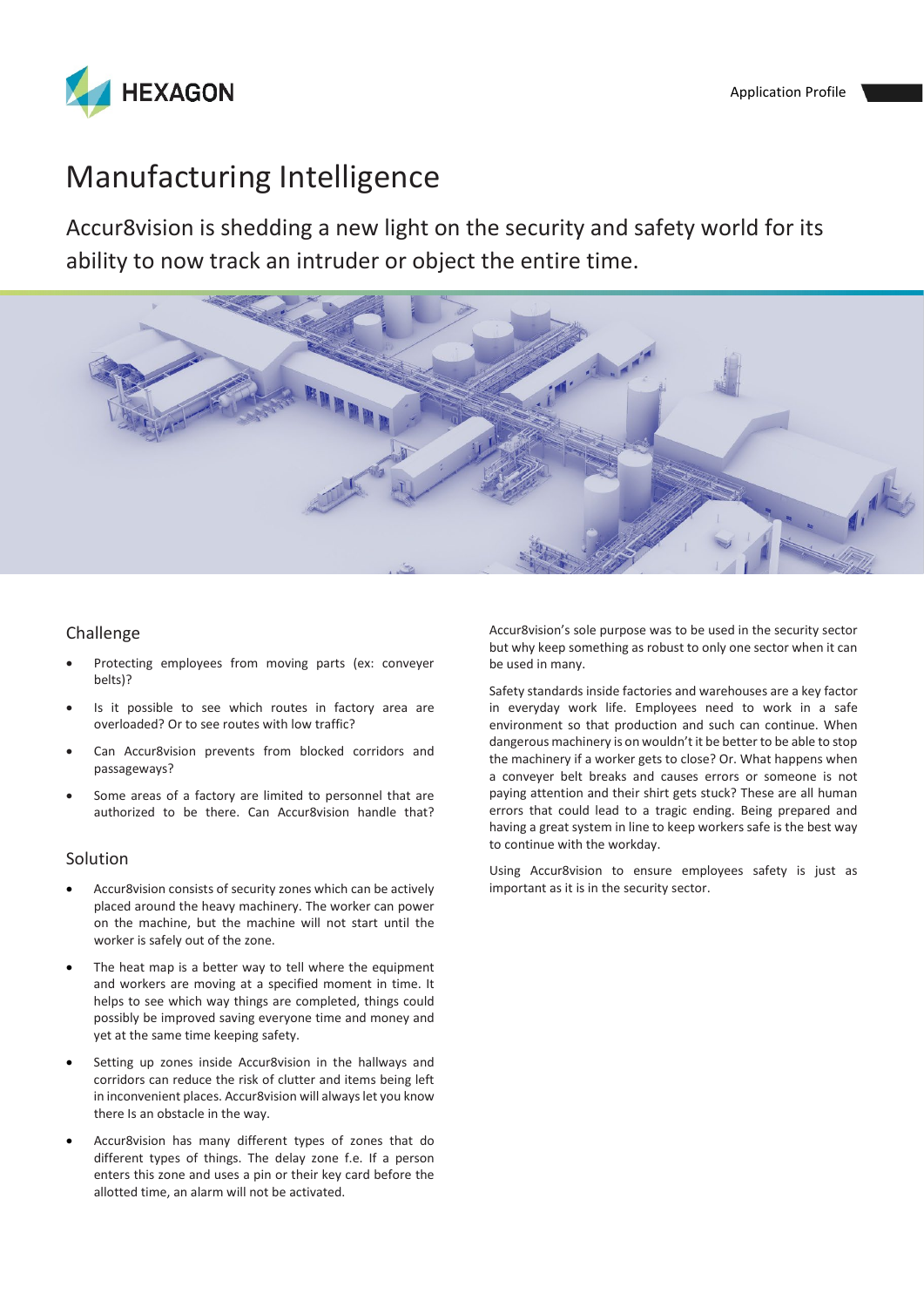# Manufacturing Intelligence

Accur8vision is shedding a new light on the security and safety world for its ability to now track an intruder or object the entire time.

## Challenge

- Protecting employees from moving parts (ex: conveyer belts)?
- Is it possible to see which routes in factory area are overloaded? Or to see routes with low traffic?
- Can Accur8vision prevents from blocked corridors and passageways?
- Some areas of a factory are limited to personnel that are authorized to be there. Can Accur8vision handle that?

## Solution

- Accur8vision consists of security zones which can be actively placed around the heavy machinery. The worker can power on the machine, but the machine will not start until the worker is safely out of the zone.
- The heat map is a better way to tell where the equipment and workers are moving at a specified moment in time. It helps to see which way things are completed, things could possibly be improved saving everyone time and money and yet at the same time keeping safety.
- Setting up zones inside Accur8vision in the hallways and corridors can reduce the risk of clutter and items being left in inconvenient places. Accur8vision will always let you know there Is an obstacle in the way.
- Accur8vision has many different types of zones that do different types of things. The delay zone f.e. If a person enters this zone and uses a pin or their key card before the allotted time, an alarm will not be activated.

Accur8vision's sole purpose was to be used in the security sector but why keep something as robust to only one sector when it can be used in many.

Safety standards inside factories and warehouses are a key factor in everyday work life. Employees need to work in a safe environment so that production and such can continue. When dangerous machinery is on wouldn't it be better to be able to stop the machinery if a worker gets to close? Or. What happens when a conveyer belt breaks and causes errors or someone is not paying attention and their shirt gets stuck? These are all human errors that could lead to a tragic ending. Being prepared and having a great system in line to keep workers safe is the best way to continue with the workday.

Using Accur8vision to ensure employees safety is just as important as it is in the security sector.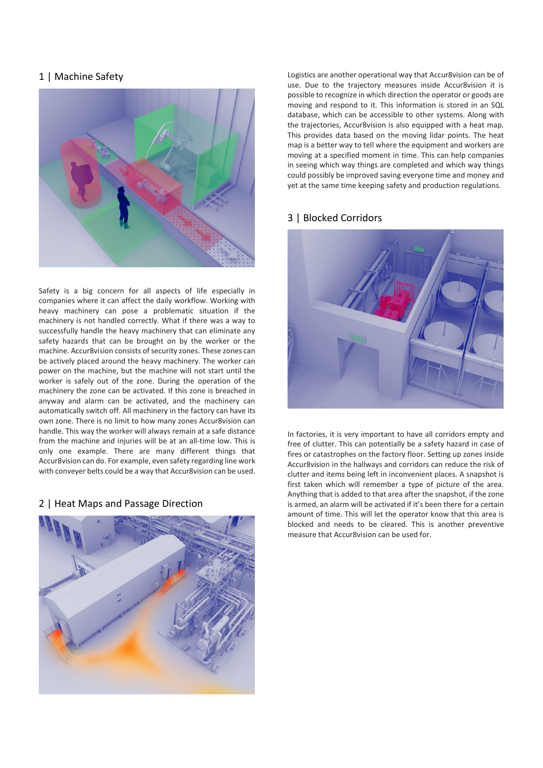## 1 | Machine Safety

Safety is a big concern for all aspects of life especially in companies where it can affect the daily workflow. Working with heavy machinery can pose a problematic situation if the machinery is not handled correctly. What if there was a way to successfully handle the heavy machinery that can eliminate any safety hazards that can be brought on by the worker or the machine. Accur8vision consists of security zones. These zones can be actively placed around the heavy machinery. The worker can power on the machine, but the machine will not start until the worker is safely out of the zone. During the operation of the machinery the zone can be activated. If this zone is breached in anyway and alarm can be activated, and the machinery can automatically switch off. All machinery in the factory can have its own zone. There is no limit to how many zones Accur8vision can handle. This way the worker will always remain at a safe distance from the machine and injuries will be at an all-time low. This is only one example. There are many different things that Accur8vision can do. For example, even safety regarding line work with conveyer belts could be a way that Accur8vision can be used.

## 2 | Heat Maps and Passage Direction

Logistics are another operational way that Accur8vision can be of use. Due to the trajectory measures inside Accur8vision it is possible to recognize in which direction the operator or goods are moving and respond to it. This information is stored in an SQL database, which can be accessible to other systems. Along with the trajectories, Accur8vision is also equipped with a heat map. This provides data based on the moving lidar points. The heat map is a better way to tell where the equipment and workers are moving at a specified moment in time. This can help companies in seeing which way things are completed and which way things could possibly be improved saving everyone time and money and yet at the same time keeping safety and production regulations.

## 3 | Blocked Corridors

In factories, it is very important to have all corridors empty and free of clutter. This can potentially be a safety hazard in case of fires or catastrophes on the factory floor. Setting up zones inside Accur8vision in the hallways and corridors can reduce the risk of clutter and items being left in inconvenient places. A snapshot is first taken which will remember a type of picture of the area. Anything that is added to that area after the snapshot, if the zone is armed, an alarm will be activated if it's been there for a certain amount of time. This will let the operator know that this area is blocked and needs to be cleared. This is another preventive measure that Accur8vision can be used for.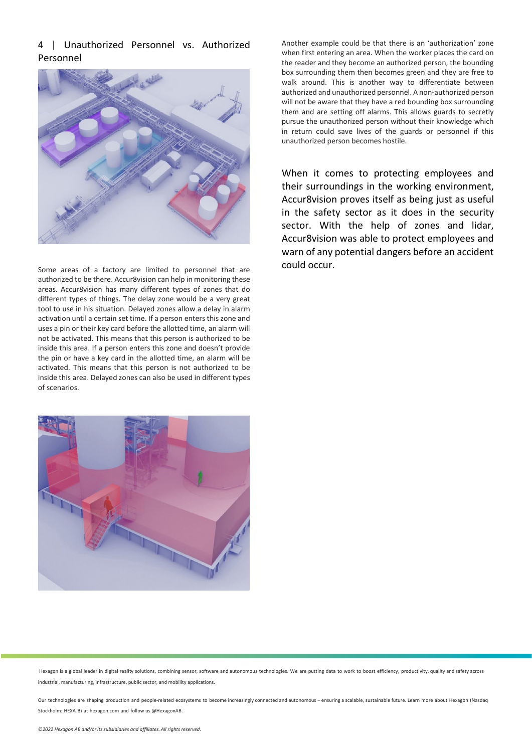## 4 | Unauthorized Personnel vs. Authorized Personnel

Some areas of a factory are limited to personnel that are authorized to be there. Accur8vision can help in monitoring these areas. Accur8vision has many different types of zones that do different types of things. The delay zone would be a very great tool to use in his situation. Delayed zones allow a delay in alarm activation until a certain set time. If a person enters this zone and uses a pin or their key card before the allotted time, an alarm will not be activated. This means that this person is authorized to be inside this area. If a person enters this zone and doesn't provide the pin or have a key card in the allotted time, an alarm will be activated. This means that this person is not authorized to be inside this area. Delayed zones can also be used in different types of scenarios.

Another example could be that there is an 'authorization' zone when first entering an area. When the worker places the card on the reader and they become an authorized person, the bounding box surrounding them then becomes green and they are free to walk around. This is another way to differentiate between authorized and unauthorized personnel. A non-authorized person will not be aware that they have a red bounding box surrounding them and are setting off alarms. This allows guards to secretly pursue the unauthorized person without their knowledge which in return could save lives of the guards or personnel if this unauthorized person becomes hostile.

When it comes to protecting employees and their surroundings in the working environment, Accur8vision proves itself as being just as useful in the safety sector as it does in the security sector. With the help of zones and lidar, Accur8vision was able to protect employees and warn of any potential dangers before an accident could occur.

Hexagon is a global leader in digital reality solutions, combining sensor, software and autonomous technologies. We are putting data to work to boost efficiency, productivity, quality and safety across industrial, manufacturing, infrastructure, public sector, and mobility applications.

Our technologies are shaping production and people-related ecosystems to become increasingly connected and autonomous – ensuring a scalable, sustainable future. Learn more about Hexagon (Nasdaq Stockholm: HEXA B) at hexagon.com and follow us @HexagonAB.

*©2022 Hexagon AB and/or its subsidiaries and affiliates. All rights reserved.*